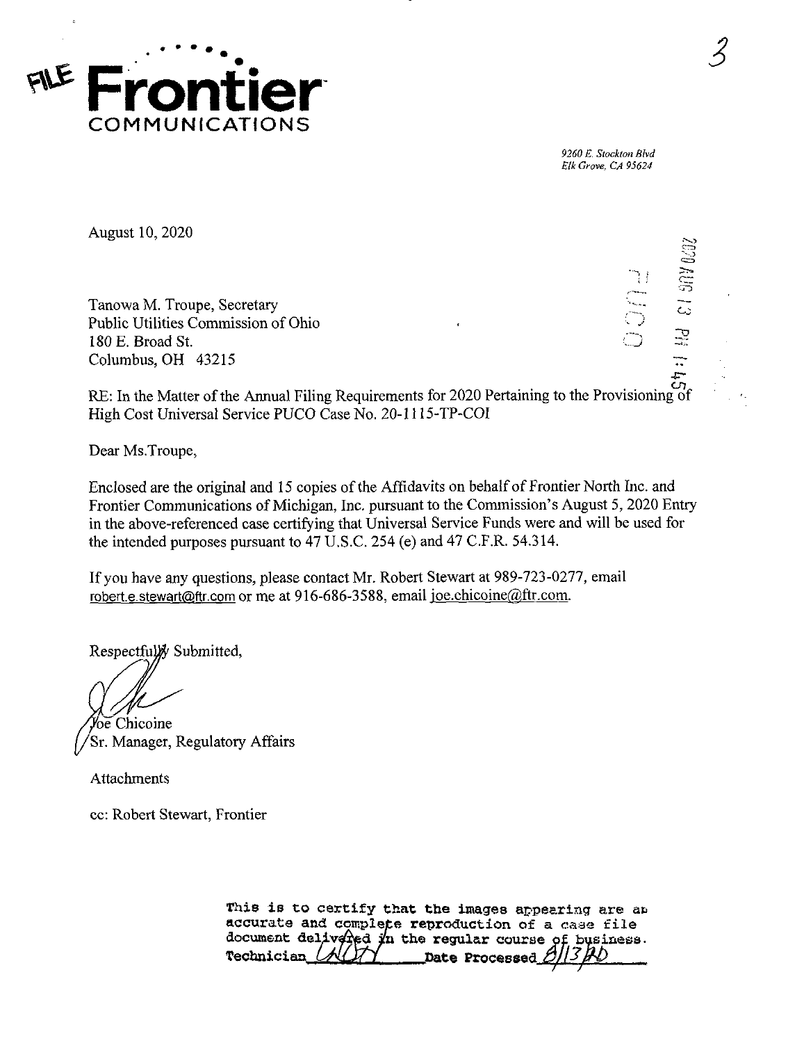FILE **Frontier** COMMUNICATIONS

3

*9260 E. Stockton Blvd*
*Elk Grove, CA 95624*

August 10, 2020

2020 AUG 13 PM 1:45

PUCO

Tanowa M. Troupe, Secretary
Public Utilities Commission of Ohio
180 E. Broad St.
Columbus, OH 43215

RE: In the Matter of the Annual Filing Requirements for 2020 Pertaining to the Provisioning of High Cost Universal Service PUCO Case No. 20-1115-TP-COI

Dear Ms.Troupe,

Enclosed are the original and 15 copies of the Affidavits on behalf of Frontier North Inc. and Frontier Communications of Michigan, Inc. pursuant to the Commission's August 5, 2020 Entry in the above-referenced case certifying that Universal Service Funds were and will be used for the intended purposes pursuant to 47 U.S.C. 254 (e) and 47 C.F.R. 54.314.

If you have any questions, please contact Mr. Robert Stewart at 989-723-0277, email robert.e.stewart@ftr.com or me at 916-686-3588, email joe.chicoine@ftr.com.

Respectfully Submitted,

Joe Chicoine
Sr. Manager, Regulatory Affairs

Attachments

cc: Robert Stewart, Frontier

This is to certify that the images appearing are an accurate and complete reproduction of a case file document delivered in the regular course of business.
Technician ______ Date Processed 8/13/20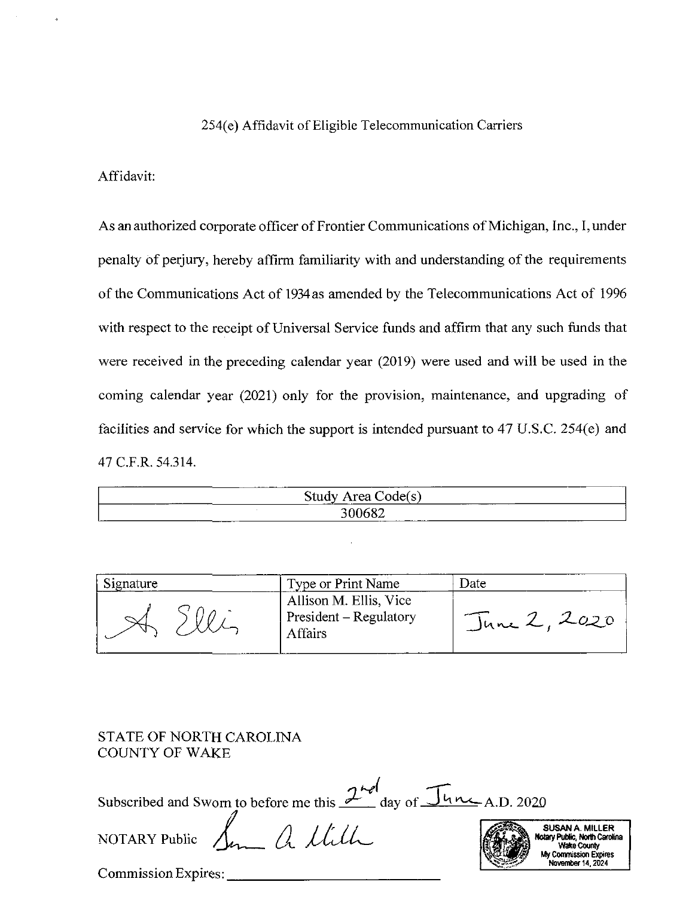254(e) Affidavit of Eligible Telecommunication Carriers

Affidavit:

As an authorized corporate officer of Frontier Communications of Michigan, Inc., I, under penalty of perjury, hereby affirm familiarity with and understanding of the requirements of the Communications Act of 1934 as amended by the Telecommunications Act of 1996 with respect to the receipt of Universal Service funds and affirm that any such funds that were received in the preceding calendar year (2019) were used and will be used in the coming calendar year (2021) only for the provision, maintenance, and upgrading of facilities and service for which the support is intended pursuant to 47 U.S.C. 254(e) and 47 C.F.R. 54.314.

| Study Area Code(s) |
| --- |
| 300682 |

| Signature | Type or Print Name | Date |
| --- | --- | --- |
| A. Ellis | Allison M. Ellis, Vice President – Regulatory Affairs | June 2, 2020 |

STATE OF NORTH CAROLINA
COUNTY OF WAKE

Subscribed and Sworn to before me this 2nd day of June A.D. 2020

NOTARY Public Susan A. Miller

Commission Expires: ____________________

SUSAN A. MILLER
Notary Public, North Carolina
Wake County
My Commission Expires
November 14, 2024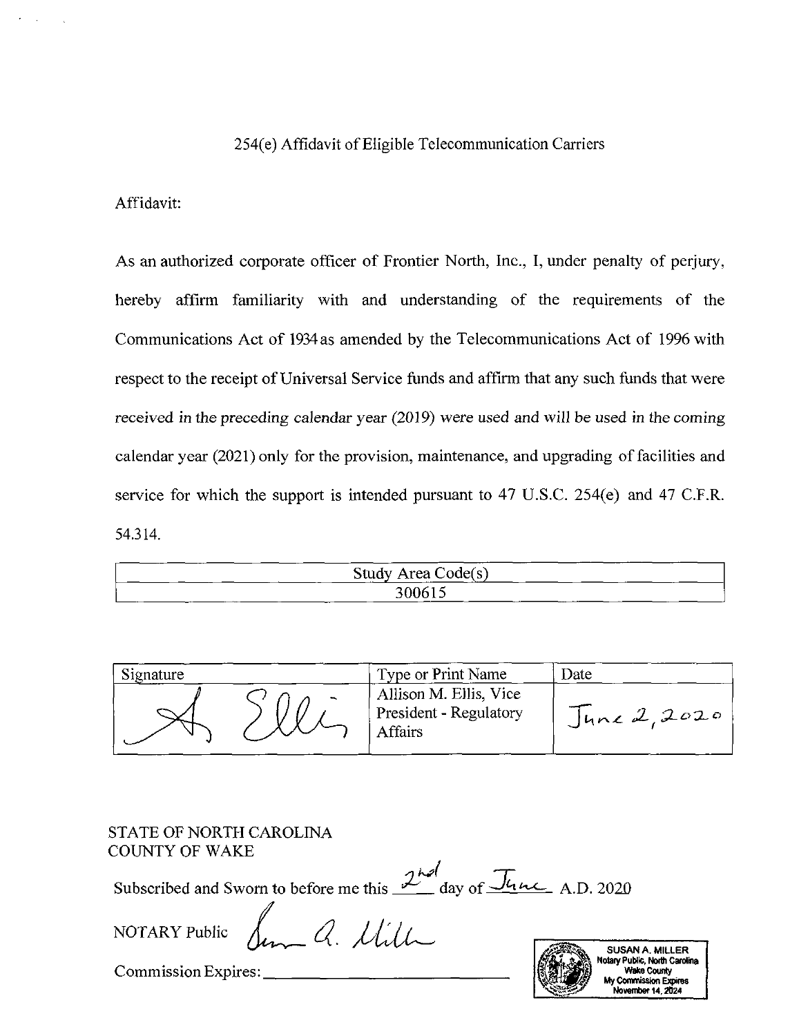254(e) Affidavit of Eligible Telecommunication Carriers

Affidavit:

As an authorized corporate officer of Frontier North, Inc., I, under penalty of perjury, hereby affirm familiarity with and understanding of the requirements of the Communications Act of 1934 as amended by the Telecommunications Act of 1996 with respect to the receipt of Universal Service funds and affirm that any such funds that were received in the preceding calendar year (2019) were used and will be used in the coming calendar year (2021) only for the provision, maintenance, and upgrading of facilities and service for which the support is intended pursuant to 47 U.S.C. 254(e) and 47 C.F.R. 54.314.

| Study Area Code(s) |
| --- |
| 300615 |

| Signature | Type or Print Name | Date |
| --- | --- | --- |
| A. Ellis | Allison M. Ellis, Vice President - Regulatory Affairs | June 2, 2020 |

STATE OF NORTH CAROLINA
COUNTY OF WAKE

Subscribed and Sworn to before me this 2nd day of June A.D. 2020

NOTARY Public Susan A. Miller

Commission Expires: ______________________

SUSAN A. MILLER
Notary Public, North Carolina
Wake County
My Commission Expires
November 14, 2024